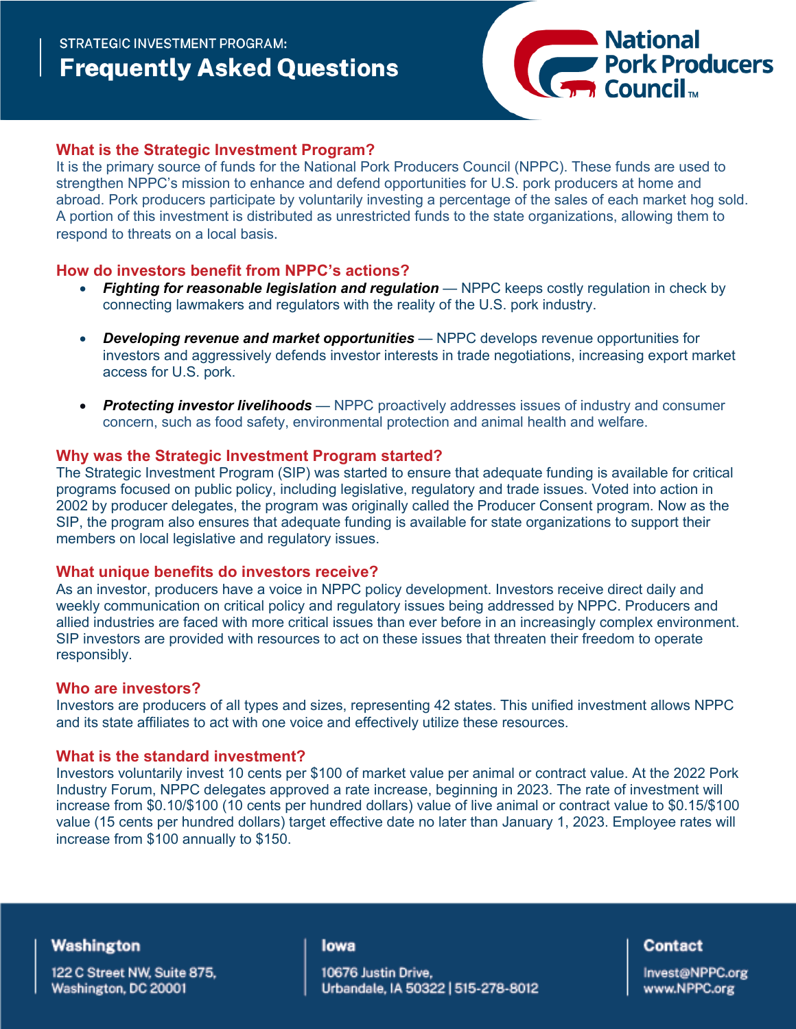STRATEGIC INVESTMENT PROGRAM:

# Frequently Asked Questions

National Pork Producers Council™

## What is the Strategic Investment Program?

It is the primary source of funds for the National Pork Producers Council (NPPC). These funds are used to strengthen NPPC's mission to enhance and defend opportunities for U.S. pork producers at home and abroad. Pork producers participate by voluntarily investing a percentage of the sales of each market hog sold. A portion of this investment is distributed as unrestricted funds to the state organizations, allowing them to respond to threats on a local basis.

## How do investors benefit from NPPC's actions?

- ***Fighting for reasonable legislation and regulation*** — NPPC keeps costly regulation in check by connecting lawmakers and regulators with the reality of the U.S. pork industry.
- ***Developing revenue and market opportunities*** — NPPC develops revenue opportunities for investors and aggressively defends investor interests in trade negotiations, increasing export market access for U.S. pork.
- ***Protecting investor livelihoods*** — NPPC proactively addresses issues of industry and consumer concern, such as food safety, environmental protection and animal health and welfare.

## Why was the Strategic Investment Program started?

The Strategic Investment Program (SIP) was started to ensure that adequate funding is available for critical programs focused on public policy, including legislative, regulatory and trade issues. Voted into action in 2002 by producer delegates, the program was originally called the Producer Consent program. Now as the SIP, the program also ensures that adequate funding is available for state organizations to support their members on local legislative and regulatory issues.

## What unique benefits do investors receive?

As an investor, producers have a voice in NPPC policy development. Investors receive direct daily and weekly communication on critical policy and regulatory issues being addressed by NPPC. Producers and allied industries are faced with more critical issues than ever before in an increasingly complex environment. SIP investors are provided with resources to act on these issues that threaten their freedom to operate responsibly.

## Who are investors?

Investors are producers of all types and sizes, representing 42 states. This unified investment allows NPPC and its state affiliates to act with one voice and effectively utilize these resources.

## What is the standard investment?

Investors voluntarily invest 10 cents per $100 of market value per animal or contract value. At the 2022 Pork Industry Forum, NPPC delegates approved a rate increase, beginning in 2023. The rate of investment will increase from $0.10/$100 (10 cents per hundred dollars) value of live animal or contract value to $0.15/$100 value (15 cents per hundred dollars) target effective date no later than January 1, 2023. Employee rates will increase from $100 annually to $150.

**Washington**
122 C Street NW, Suite 875,
Washington, DC 20001

**Iowa**
10676 Justin Drive,
Urbandale, IA 50322 | 515-278-8012

**Contact**
Invest@NPPC.org
www.NPPC.org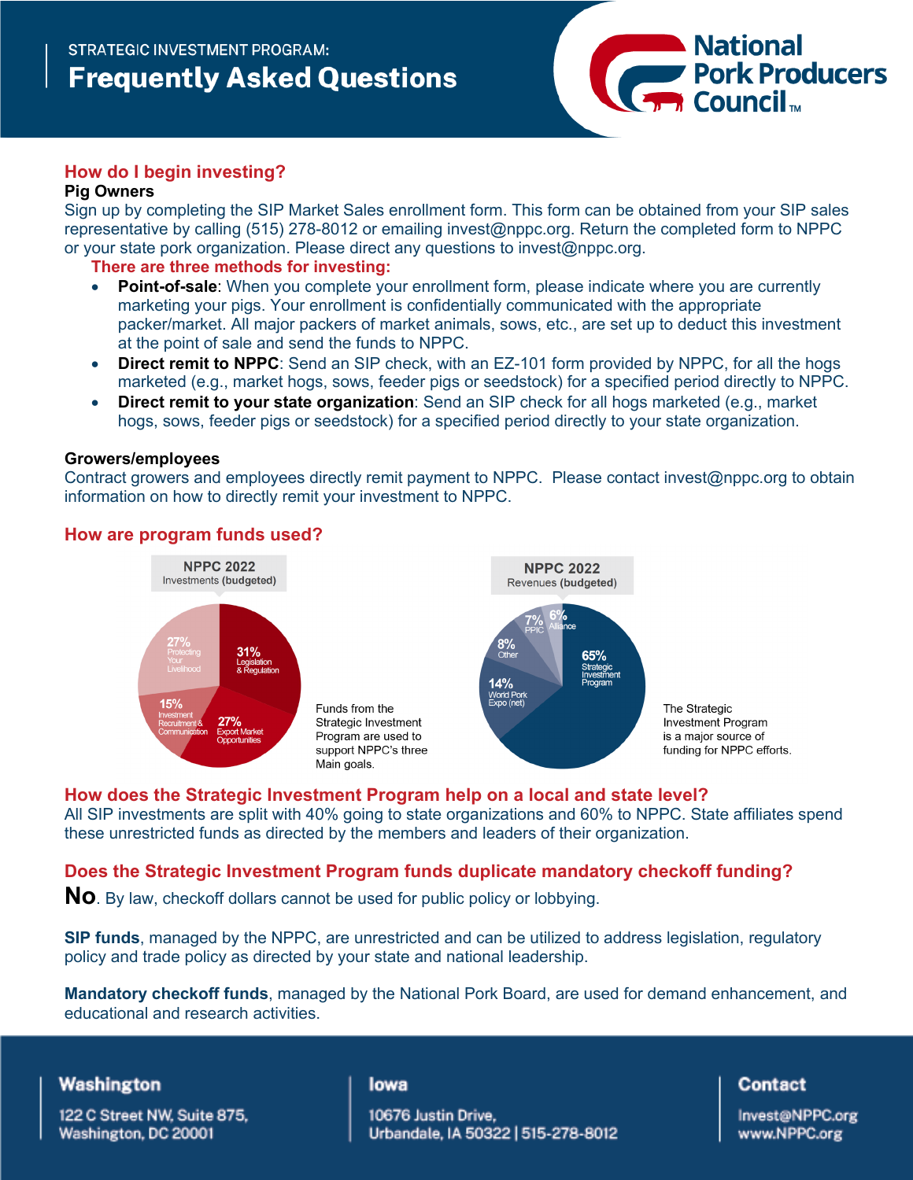STRATEGIC INVESTMENT PROGRAM:

# Frequently Asked Questions

National Pork Producers Council™

## How do I begin investing?

### Pig Owners

Sign up by completing the SIP Market Sales enrollment form. This form can be obtained from your SIP sales representative by calling (515) 278-8012 or emailing invest@nppc.org. Return the completed form to NPPC or your state pork organization. Please direct any questions to invest@nppc.org.

**There are three methods for investing:**

- **Point-of-sale**: When you complete your enrollment form, please indicate where you are currently marketing your pigs. Your enrollment is confidentially communicated with the appropriate packer/market. All major packers of market animals, sows, etc., are set up to deduct this investment at the point of sale and send the funds to NPPC.
- **Direct remit to NPPC**: Send an SIP check, with an EZ-101 form provided by NPPC, for all the hogs marketed (e.g., market hogs, sows, feeder pigs or seedstock) for a specified period directly to NPPC.
- **Direct remit to your state organization**: Send an SIP check for all hogs marketed (e.g., market hogs, sows, feeder pigs or seedstock) for a specified period directly to your state organization.

### Growers/employees

Contract growers and employees directly remit payment to NPPC. Please contact invest@nppc.org to obtain information on how to directly remit your investment to NPPC.

## How are program funds used?

NPPC 2022
Investments **(budgeted)**

31% Legislation & Regulation
27% Export Market Opportunities
15% Investment Recruitment & Communication
27% Protecting Your Livelihood

Funds from the Strategic Investment Program are used to support NPPC's three Main goals.

NPPC 2022
Revenues **(budgeted)**

65% Strategic Investment Program
14% World Pork Expo (net)
8% Other
7% PPIC
6% Alliance

The Strategic Investment Program is a major source of funding for NPPC efforts.

## How does the Strategic Investment Program help on a local and state level?

All SIP investments are split with 40% going to state organizations and 60% to NPPC. State affiliates spend these unrestricted funds as directed by the members and leaders of their organization.

## Does the Strategic Investment Program funds duplicate mandatory checkoff funding?

**No**. By law, checkoff dollars cannot be used for public policy or lobbying.

**SIP funds**, managed by the NPPC, are unrestricted and can be utilized to address legislation, regulatory policy and trade policy as directed by your state and national leadership.

**Mandatory checkoff funds**, managed by the National Pork Board, are used for demand enhancement, and educational and research activities.

**Washington**
122 C Street NW, Suite 875,
Washington, DC 20001

**Iowa**
10676 Justin Drive,
Urbandale, IA 50322 | 515-278-8012

**Contact**
Invest@NPPC.org
www.NPPC.org